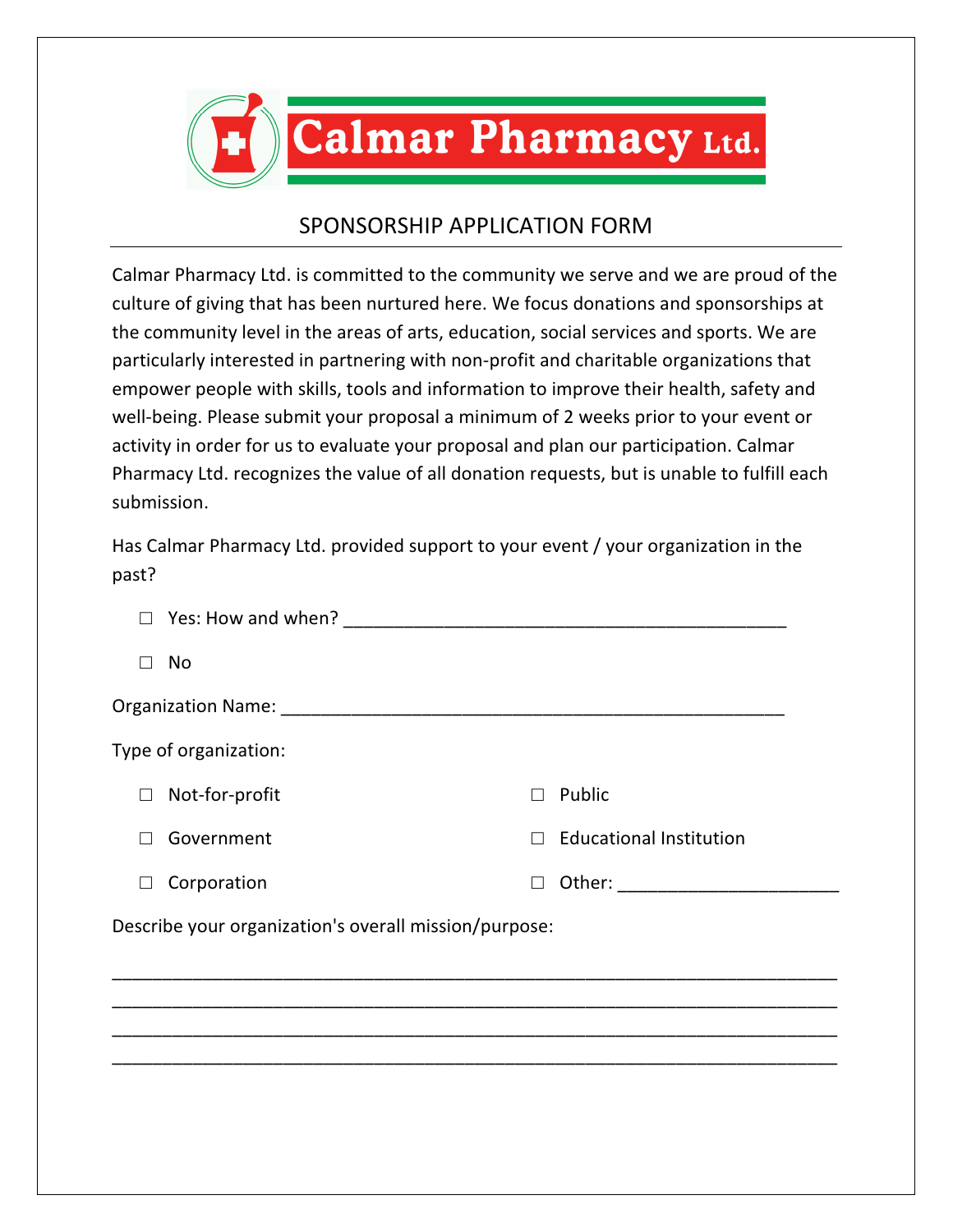# Calmar Pharmacy Ltd.

## SPONSORSHIP APPLICATION FORM

Calmar Pharmacy Ltd. is committed to the community we serve and we are proud of the culture of giving that has been nurtured here. We focus donations and sponsorships at the community level in the areas of arts, education, social services and sports. We are particularly interested in partnering with non-profit and charitable organizations that empower people with skills, tools and information to improve their health, safety and well-being. Please submit your proposal a minimum of 2 weeks prior to your event or activity in order for us to evaluate your proposal and plan our participation. Calmar Pharmacy Ltd. recognizes the value of all donation requests, but is unable to fulfill each submission.

Has Calmar Pharmacy Ltd. provided support to your event / your organization in the past?

☐ Yes: How and when? ___________________________________________

☐ No

Organization Name: __________________________________________________

Type of organization:

☐ Not-for-profit

☐ Government

☐ Corporation

☐ Public

☐ Educational Institution

☐ Other: ______________________

Describe your organization's overall mission/purpose:

_______________________________________________________________________
_______________________________________________________________________
_______________________________________________________________________
_______________________________________________________________________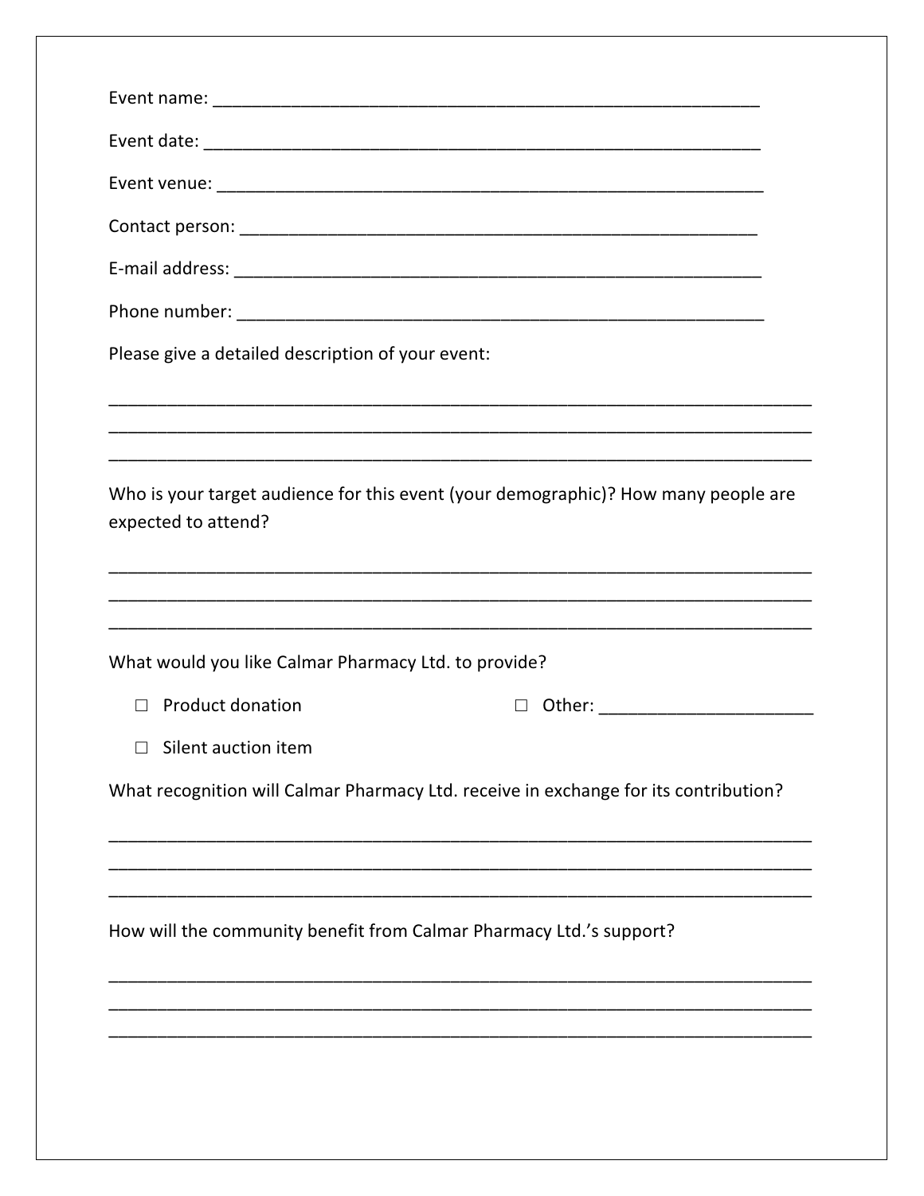Event name: ___________________________________________________________

Event date: ___________________________________________________________

Event venue: __________________________________________________________

Contact person: _______________________________________________________

E-mail address: _______________________________________________________

Phone number: ________________________________________________________

Please give a detailed description of your event:

_________________________________________________________________________
_________________________________________________________________________
_________________________________________________________________________

Who is your target audience for this event (your demographic)? How many people are expected to attend?

_________________________________________________________________________
_________________________________________________________________________
_________________________________________________________________________

What would you like Calmar Pharmacy Ltd. to provide?

- ☐ Product donation
- ☐ Silent auction item
- ☐ Other: ______________________

What recognition will Calmar Pharmacy Ltd. receive in exchange for its contribution?

_________________________________________________________________________
_________________________________________________________________________
_________________________________________________________________________

How will the community benefit from Calmar Pharmacy Ltd.'s support?

_________________________________________________________________________
_________________________________________________________________________
_________________________________________________________________________